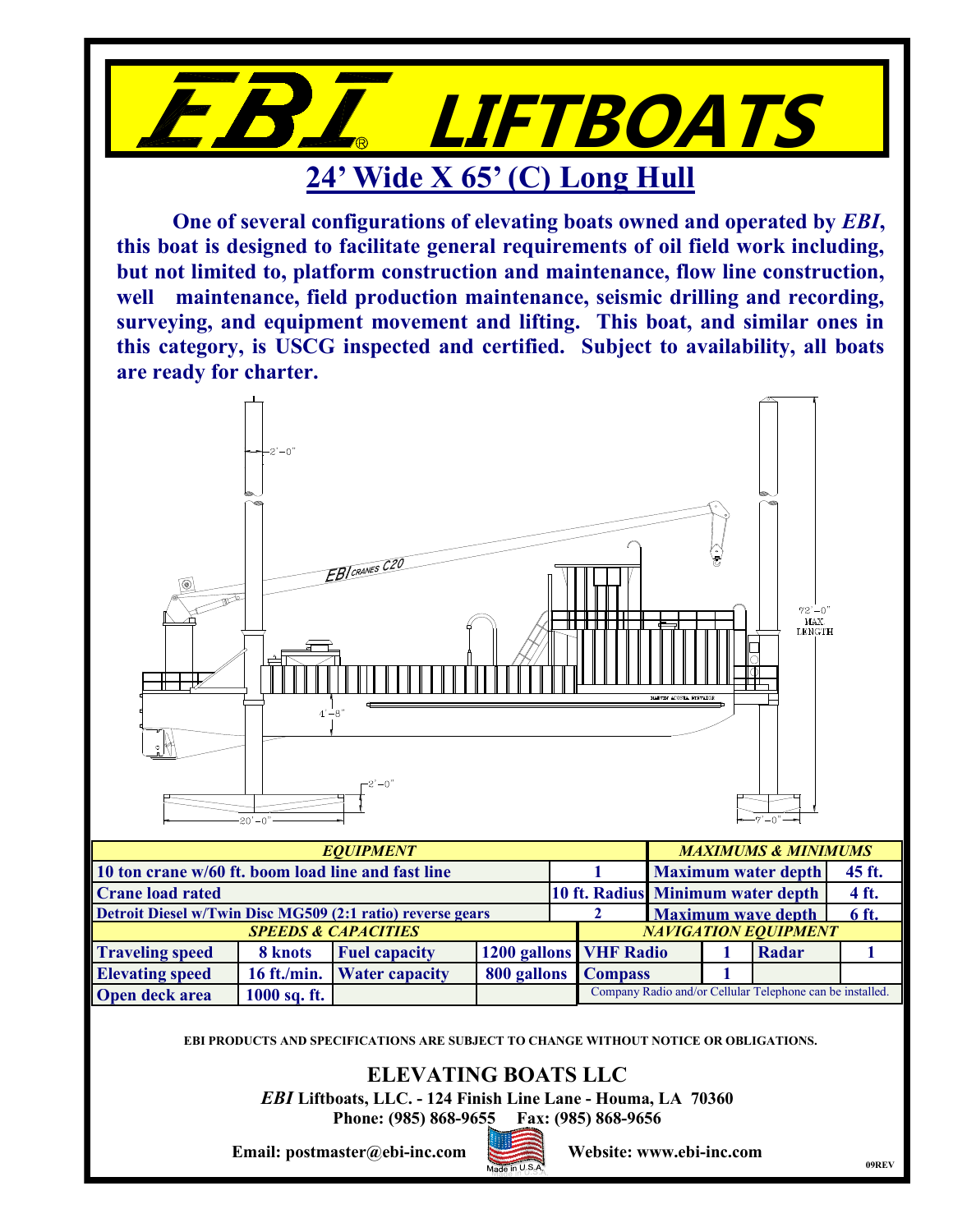# EBI® LIFTBOATS

## 24' Wide X 65' (C) Long Hull

**One of several configurations of elevating boats owned and operated by *EBI*, this boat is designed to facilitate general requirements of oil field work including, but not limited to, platform construction and maintenance, flow line construction, well maintenance, field production maintenance, seismic drilling and recording, surveying, and equipment movement and lifting. This boat, and similar ones in this category, is USCG inspected and certified. Subject to availability, all boats are ready for charter.**

| *EQUIPMENT* | | *MAXIMUMS & MINIMUMS* | |
|---|---|---|---|
| 10 ton crane w/60 ft. boom load line and fast line | 1 | Maximum water depth | 45 ft. |
| Crane load rated | 10 ft. Radius | Minimum water depth | 4 ft. |
| Detroit Diesel w/Twin Disc MG509 (2:1 ratio) reverse gears | 2 | Maximum wave depth | 6 ft. |

| *SPEEDS & CAPACITIES* | | | | *NAVIGATION EQUIPMENT* | | | |
|---|---|---|---|---|---|---|---|
| Traveling speed | 8 knots | Fuel capacity | 1200 gallons | VHF Radio | 1 | Radar | 1 |
| Elevating speed | 16 ft./min. | Water capacity | 800 gallons | Compass | 1 | | |
| Open deck area | 1000 sq. ft. | | | Company Radio and/or Cellular Telephone can be installed. | | | |

EBI PRODUCTS AND SPECIFICATIONS ARE SUBJECT TO CHANGE WITHOUT NOTICE OR OBLIGATIONS.

**ELEVATING BOATS LLC**

***EBI* Liftboats, LLC. - 124 Finish Line Lane - Houma, LA 70360**

**Phone: (985) 868-9655 Fax: (985) 868-9656**

**Email: postmaster@ebi-inc.com Website: www.ebi-inc.com**

09REV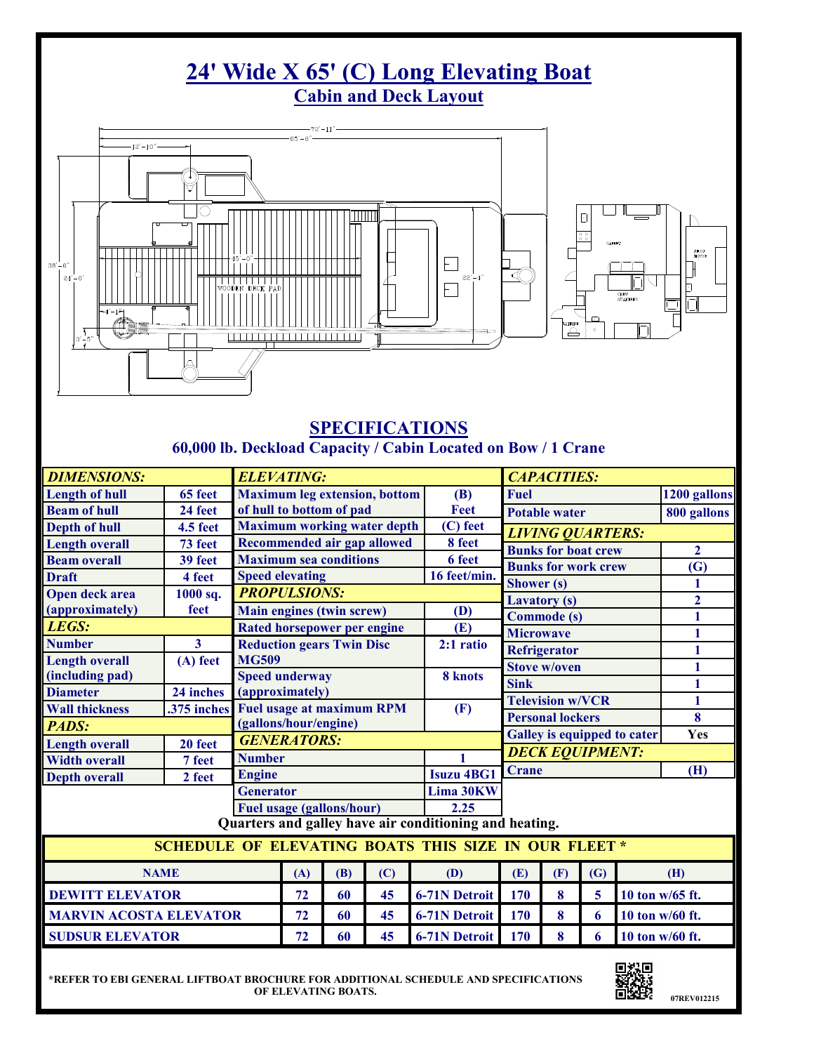# 24' Wide X 65' (C) Long Elevating Boat

## Cabin and Deck Layout

72'-11"

65'-8"

12'-10"

38'-6"

24'-0"

45'-0"

WOODEN DECK PAD

22'-1"

3'-5"

## SPECIFICATIONS

### 60,000 lb. Deckload Capacity / Cabin Located on Bow / 1 Crane

| ***DIMENSIONS:*** | |
|---|---|
| **Length of hull** | **65 feet** |
| **Beam of hull** | **24 feet** |
| **Depth of hull** | **4.5 feet** |
| **Length overall** | **73 feet** |
| **Beam overall** | **39 feet** |
| **Draft** | **4 feet** |
| **Open deck area (approximately)** | **1000 sq. feet** |
| ***LEGS:*** | |
| **Number** | **3** |
| **Length overall (including pad)** | **(A) feet** |
| **Diameter** | **24 inches** |
| **Wall thickness** | **.375 inches** |
| ***PADS:*** | |
| **Length overall** | **20 feet** |
| **Width overall** | **7 feet** |
| **Depth overall** | **2 feet** |

| ***ELEVATING:*** | |
|---|---|
| **Maximum leg extension, bottom of hull to bottom of pad** | **(B) Feet** |
| **Maximum working water depth** | **(C) feet** |
| **Recommended air gap allowed** | **8 feet** |
| **Maximum sea conditions** | **6 feet** |
| **Speed elevating** | **16 feet/min.** |
| ***PROPULSIONS:*** | |
| **Main engines (twin screw)** | **(D)** |
| **Rated horsepower per engine** | **(E)** |
| **Reduction gears Twin Disc MG509** | **2:1 ratio** |
| **Speed underway (approximately)** | **8 knots** |
| **Fuel usage at maximum RPM (gallons/hour/engine)** | **(F)** |
| ***GENERATORS:*** | |
| **Number** | **1** |
| **Engine** | **Isuzu 4BG1** |
| **Generator** | **Lima 30KW** |
| **Fuel usage (gallons/hour)** | **2.25** |

| ***CAPACITIES:*** | |
|---|---|
| **Fuel** | **1200 gallons** |
| **Potable water** | **800 gallons** |
| ***LIVING QUARTERS:*** | |
| **Bunks for boat crew** | **2** |
| **Bunks for work crew** | **(G)** |
| **Shower (s)** | **1** |
| **Lavatory (s)** | **2** |
| **Commode (s)** | **1** |
| **Microwave** | **1** |
| **Refrigerator** | **1** |
| **Stove w/oven** | **1** |
| **Sink** | **1** |
| **Television w/VCR** | **1** |
| **Personal lockers** | **8** |
| **Galley is equipped to cater** | **Yes** |
| ***DECK EQUIPMENT:*** | |
| **Crane** | **(H)** |

**Quarters and galley have air conditioning and heating.**

**SCHEDULE OF ELEVATING BOATS THIS SIZE IN OUR FLEET \***

| NAME | (A) | (B) | (C) | (D) | (E) | (F) | (G) | (H) |
|---|---|---|---|---|---|---|---|---|
| **DEWITT ELEVATOR** | **72** | **60** | **45** | **6-71N Detroit** | **170** | **8** | **5** | **10 ton w/65 ft.** |
| **MARVIN ACOSTA ELEVATOR** | **72** | **60** | **45** | **6-71N Detroit** | **170** | **8** | **6** | **10 ton w/60 ft.** |
| **SUDSUR ELEVATOR** | **72** | **60** | **45** | **6-71N Detroit** | **170** | **8** | **6** | **10 ton w/60 ft.** |

**\*REFER TO EBI GENERAL LIFTBOAT BROCHURE FOR ADDITIONAL SCHEDULE AND SPECIFICATIONS OF ELEVATING BOATS.**

07REV012215